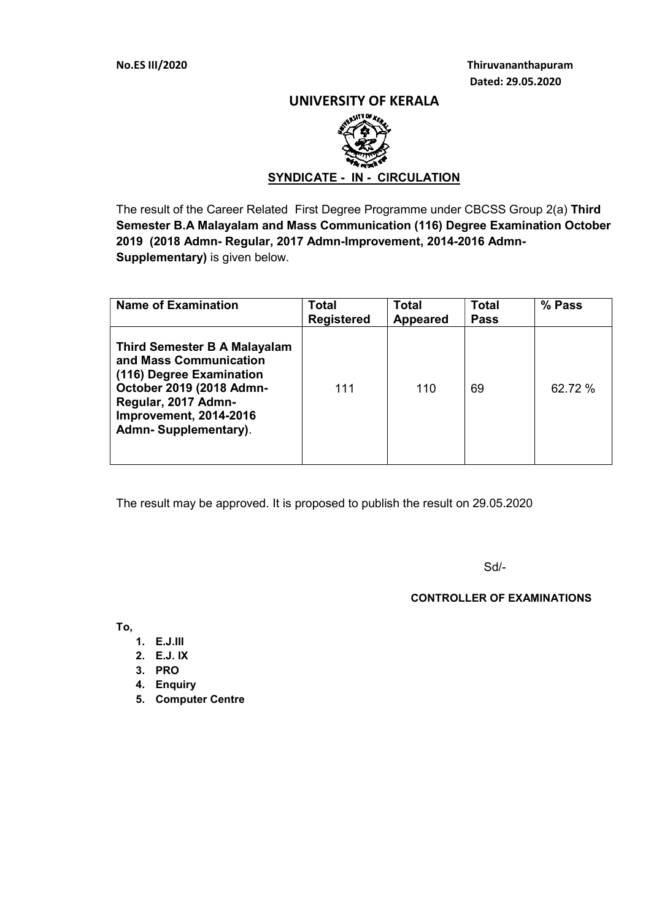**No.ES III/2020** **Thiruvananthapuram**
**Dated: 29.05.2020**

# UNIVERSITY OF KERALA

**SYNDICATE - IN - CIRCULATION**

The result of the Career Related First Degree Programme under CBCSS Group 2(a) **Third Semester B.A Malayalam and Mass Communication (116) Degree Examination October 2019 (2018 Admn- Regular, 2017 Admn-Improvement, 2014-2016 Admn-Supplementary)** is given below.

| Name of Examination | Total Registered | Total Appeared | Total Pass | % Pass |
|---|---|---|---|---|
| **Third Semester B A Malayalam and Mass Communication (116) Degree Examination October 2019 (2018 Admn-Regular, 2017 Admn-Improvement, 2014-2016 Admn- Supplementary)**. | 111 | 110 | 69 | 62.72 % |

The result may be approved. It is proposed to publish the result on 29.05.2020

Sd/-

**CONTROLLER OF EXAMINATIONS**

**To,**

1. **E.J.III**
2. **E.J. IX**
3. **PRO**
4. **Enquiry**
5. **Computer Centre**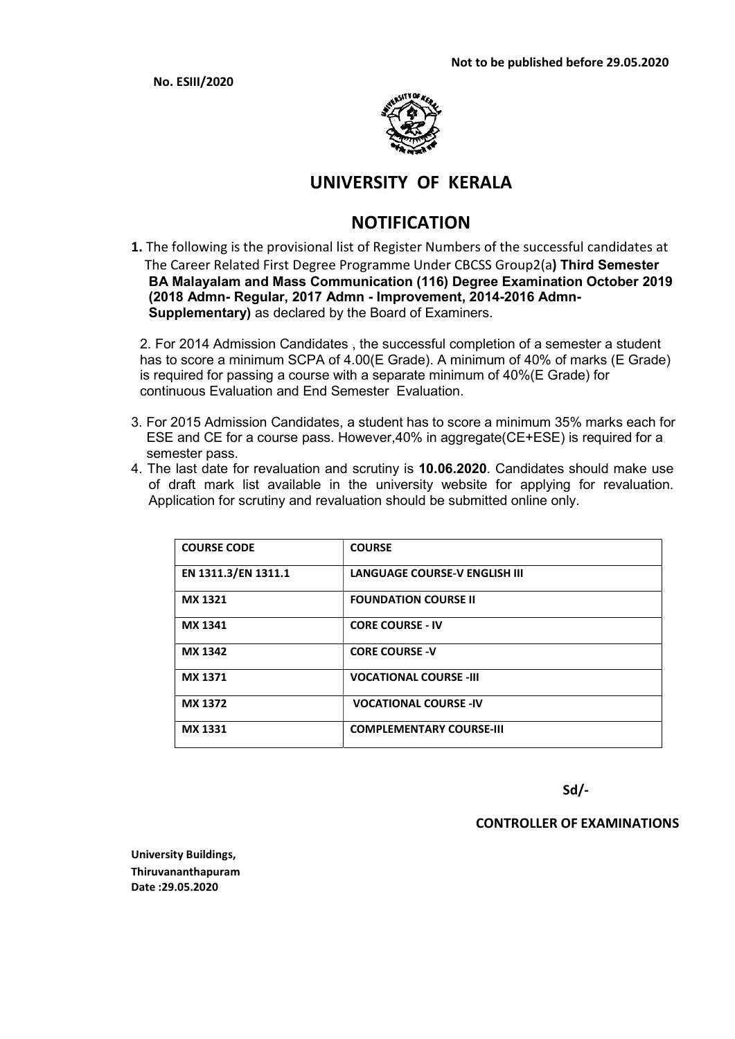No. ESIII/2020

Not to be published before 29.05.2020

# UNIVERSITY OF KERALA

## NOTIFICATION

**1.** The following is the provisional list of Register Numbers of the successful candidates at The Career Related First Degree Programme Under CBCSS Group2(a**) Third Semester BA Malayalam and Mass Communication (116) Degree Examination October 2019 (2018 Admn- Regular, 2017 Admn - Improvement, 2014-2016 Admn- Supplementary)** as declared by the Board of Examiners.

2. For 2014 Admission Candidates , the successful completion of a semester a student has to score a minimum SCPA of 4.00(E Grade). A minimum of 40% of marks (E Grade) is required for passing a course with a separate minimum of 40%(E Grade) for continuous Evaluation and End Semester Evaluation.

3. For 2015 Admission Candidates, a student has to score a minimum 35% marks each for ESE and CE for a course pass. However,40% in aggregate(CE+ESE) is required for a semester pass.

4. The last date for revaluation and scrutiny is **10.06.2020**. Candidates should make use of draft mark list available in the university website for applying for revaluation. Application for scrutiny and revaluation should be submitted online only.

| COURSE CODE | COURSE |
|---|---|
| EN 1311.3/EN 1311.1 | LANGUAGE COURSE-V ENGLISH III |
| MX 1321 | FOUNDATION COURSE II |
| MX 1341 | CORE COURSE - IV |
| MX 1342 | CORE COURSE -V |
| MX 1371 | VOCATIONAL COURSE -III |
| MX 1372 | VOCATIONAL COURSE -IV |
| MX 1331 | COMPLEMENTARY COURSE-III |

Sd/-

**CONTROLLER OF EXAMINATIONS**

University Buildings,
Thiruvananthapuram
Date :29.05.2020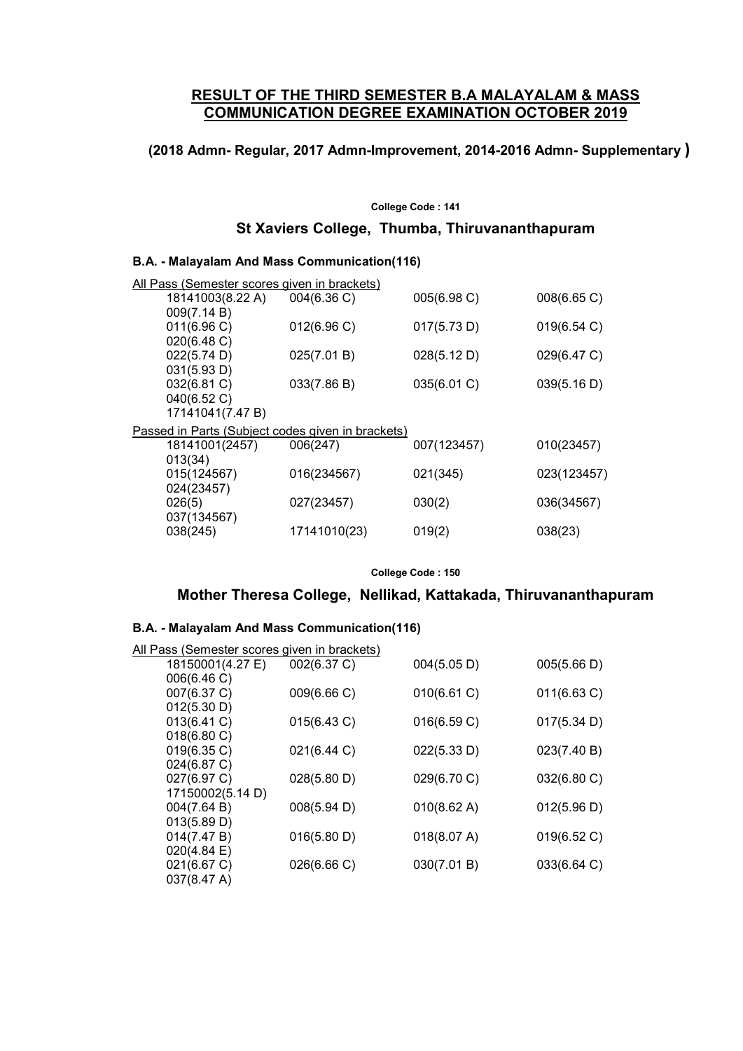## RESULT OF THE THIRD SEMESTER B.A MALAYALAM & MASS COMMUNICATION DEGREE EXAMINATION OCTOBER 2019

### (2018 Admn- Regular, 2017 Admn-Improvement, 2014-2016 Admn- Supplementary )

**College Code : 141**

### St Xaviers College, Thumba, Thiruvananthapuram

#### B.A. - Malayalam And Mass Communication(116)

All Pass (Semester scores given in brackets)

18141003(8.22 A) 004(6.36 C) 005(6.98 C) 008(6.65 C) 009(7.14 B)
011(6.96 C) 012(6.96 C) 017(5.73 D) 019(6.54 C) 020(6.48 C)
022(5.74 D) 025(7.01 B) 028(5.12 D) 029(6.47 C) 031(5.93 D)
032(6.81 C) 033(7.86 B) 035(6.01 C) 039(5.16 D) 040(6.52 C)
17141041(7.47 B)

Passed in Parts (Subject codes given in brackets)

18141001(2457) 006(247) 007(123457) 010(23457) 013(34)
015(124567) 016(234567) 021(345) 023(123457) 024(23457)
026(5) 027(23457) 030(2) 036(34567) 037(134567)
038(245) 17141010(23) 019(2) 038(23)

**College Code : 150**

### Mother Theresa College, Nellikad, Kattakada, Thiruvananthapuram

#### B.A. - Malayalam And Mass Communication(116)

All Pass (Semester scores given in brackets)

18150001(4.27 E) 002(6.37 C) 004(5.05 D) 005(5.66 D) 006(6.46 C)
007(6.37 C) 009(6.66 C) 010(6.61 C) 011(6.63 C) 012(5.30 D)
013(6.41 C) 015(6.43 C) 016(6.59 C) 017(5.34 D) 018(6.80 C)
019(6.35 C) 021(6.44 C) 022(5.33 D) 023(7.40 B) 024(6.87 C)
027(6.97 C) 028(5.80 D) 029(6.70 C) 032(6.80 C) 17150002(5.14 D)
004(7.64 B) 008(5.94 D) 010(8.62 A) 012(5.96 D) 013(5.89 D)
014(7.47 B) 016(5.80 D) 018(8.07 A) 019(6.52 C) 020(4.84 E)
021(6.67 C) 026(6.66 C) 030(7.01 B) 033(6.64 C) 037(8.47 A)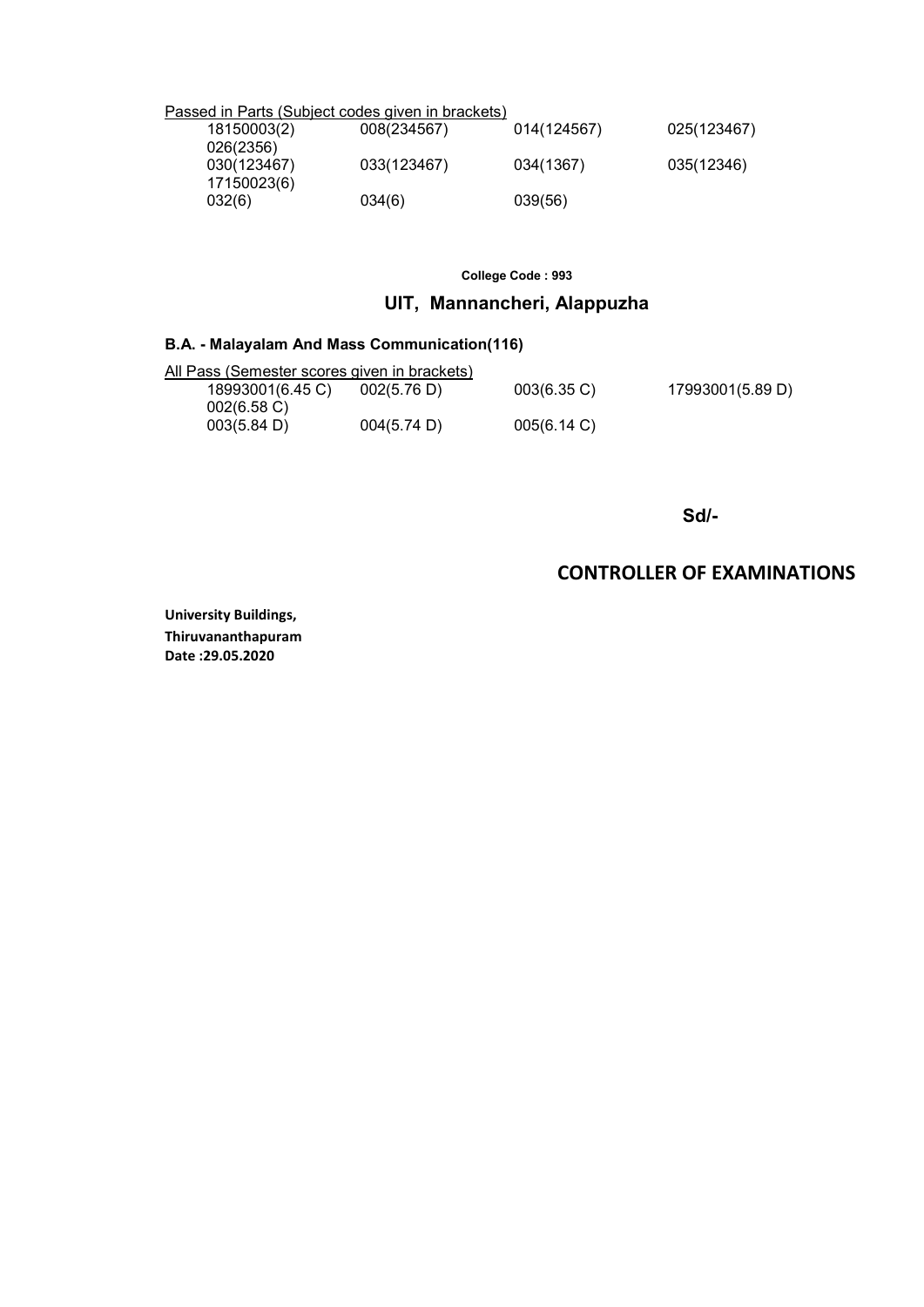Passed in Parts (Subject codes given in brackets)

| | | | |
|---|---|---|---|
| 18150003(2) | 008(234567) | 014(124567) | 025(123467) |
| 026(2356) | | | |
| 030(123467) | 033(123467) | 034(1367) | 035(12346) |
| 17150023(6) | | | |
| 032(6) | 034(6) | 039(56) | |

**College Code : 993**

## UIT, Mannancheri, Alappuzha

### B.A. - Malayalam And Mass Communication(116)

All Pass (Semester scores given in brackets)

| | | | |
|---|---|---|---|
| 18993001(6.45 C) | 002(5.76 D) | 003(6.35 C) | 17993001(5.89 D) |
| 002(6.58 C) | | | |
| 003(5.84 D) | 004(5.74 D) | 005(6.14 C) | |

**Sd/-**

**CONTROLLER OF EXAMINATIONS**

**University Buildings,**
**Thiruvananthapuram**
**Date :29.05.2020**